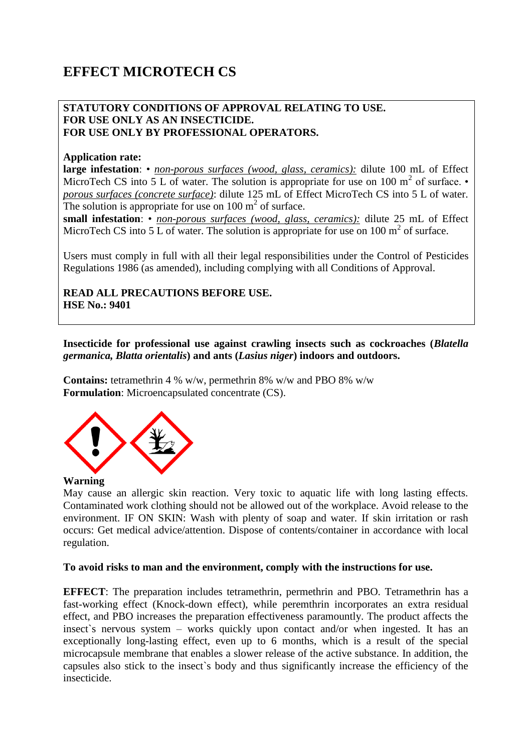# EFFECT MICROTECH CS

**STATUTORY CONDITIONS OF APPROVAL RELATING TO USE.**
**FOR USE ONLY AS AN INSECTICIDE.**
**FOR USE ONLY BY PROFESSIONAL OPERATORS.**

**Application rate:**
**large infestation**: • _non-porous surfaces (wood, glass, ceramics):_ dilute 100 mL of Effect MicroTech CS into 5 L of water. The solution is appropriate for use on 100 $m^2$ of surface. • _porous surfaces (concrete surface)_: dilute 125 mL of Effect MicroTech CS into 5 L of water. The solution is appropriate for use on 100 $m^2$ of surface.
**small infestation**: • _non-porous surfaces (wood, glass, ceramics):_ dilute 25 mL of Effect MicroTech CS into 5 L of water. The solution is appropriate for use on 100 $m^2$ of surface.

Users must comply in full with all their legal responsibilities under the Control of Pesticides Regulations 1986 (as amended), including complying with all Conditions of Approval.

**READ ALL PRECAUTIONS BEFORE USE.**
**HSE No.: 9401**

**Insecticide for professional use against crawling insects such as cockroaches (*Blatella germanica, Blatta orientalis*) and ants (*Lasius niger*) indoors and outdoors.**

**Contains:** tetramethrin 4 % w/w, permethrin 8% w/w and PBO 8% w/w
**Formulation**: Microencapsulated concentrate (CS).

**Warning**
May cause an allergic skin reaction. Very toxic to aquatic life with long lasting effects. Contaminated work clothing should not be allowed out of the workplace. Avoid release to the environment. IF ON SKIN: Wash with plenty of soap and water. If skin irritation or rash occurs: Get medical advice/attention. Dispose of contents/container in accordance with local regulation.

**To avoid risks to man and the environment, comply with the instructions for use.**

**EFFECT**: The preparation includes tetramethrin, permethrin and PBO. Tetramethrin has a fast-working effect (Knock-down effect), while peremthrin incorporates an extra residual effect, and PBO increases the preparation effectiveness paramountly. The product affects the insect`s nervous system – works quickly upon contact and/or when ingested. It has an exceptionally long-lasting effect, even up to 6 months, which is a result of the special microcapsule membrane that enables a slower release of the active substance. In addition, the capsules also stick to the insect`s body and thus significantly increase the efficiency of the insecticide.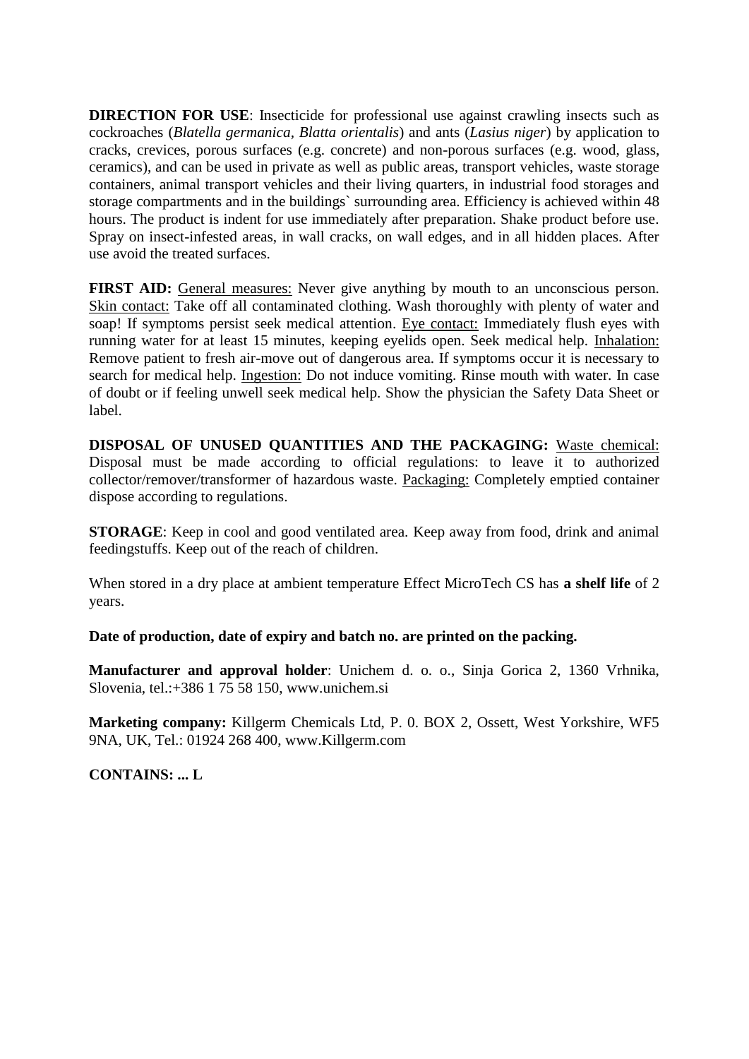**DIRECTION FOR USE**: Insecticide for professional use against crawling insects such as cockroaches (*Blatella germanica, Blatta orientalis*) and ants (*Lasius niger*) by application to cracks, crevices, porous surfaces (e.g. concrete) and non-porous surfaces (e.g. wood, glass, ceramics), and can be used in private as well as public areas, transport vehicles, waste storage containers, animal transport vehicles and their living quarters, in industrial food storages and storage compartments and in the buildings` surrounding area. Efficiency is achieved within 48 hours. The product is indent for use immediately after preparation. Shake product before use. Spray on insect-infested areas, in wall cracks, on wall edges, and in all hidden places. After use avoid the treated surfaces.

**FIRST AID:** General measures: Never give anything by mouth to an unconscious person. Skin contact: Take off all contaminated clothing. Wash thoroughly with plenty of water and soap! If symptoms persist seek medical attention. Eye contact: Immediately flush eyes with running water for at least 15 minutes, keeping eyelids open. Seek medical help. Inhalation: Remove patient to fresh air-move out of dangerous area. If symptoms occur it is necessary to search for medical help. Ingestion: Do not induce vomiting. Rinse mouth with water. In case of doubt or if feeling unwell seek medical help. Show the physician the Safety Data Sheet or label.

**DISPOSAL OF UNUSED QUANTITIES AND THE PACKAGING:** Waste chemical: Disposal must be made according to official regulations: to leave it to authorized collector/remover/transformer of hazardous waste. Packaging: Completely emptied container dispose according to regulations.

**STORAGE**: Keep in cool and good ventilated area. Keep away from food, drink and animal feedingstuffs. Keep out of the reach of children.

When stored in a dry place at ambient temperature Effect MicroTech CS has **a shelf life** of 2 years.

**Date of production, date of expiry and batch no. are printed on the packing.**

**Manufacturer and approval holder**: Unichem d. o. o., Sinja Gorica 2, 1360 Vrhnika, Slovenia, tel.:+386 1 75 58 150, www.unichem.si

**Marketing company:** Killgerm Chemicals Ltd, P. 0. BOX 2, Ossett, West Yorkshire, WF5 9NA, UK, Tel.: 01924 268 400, www.Killgerm.com

**CONTAINS: ... L**